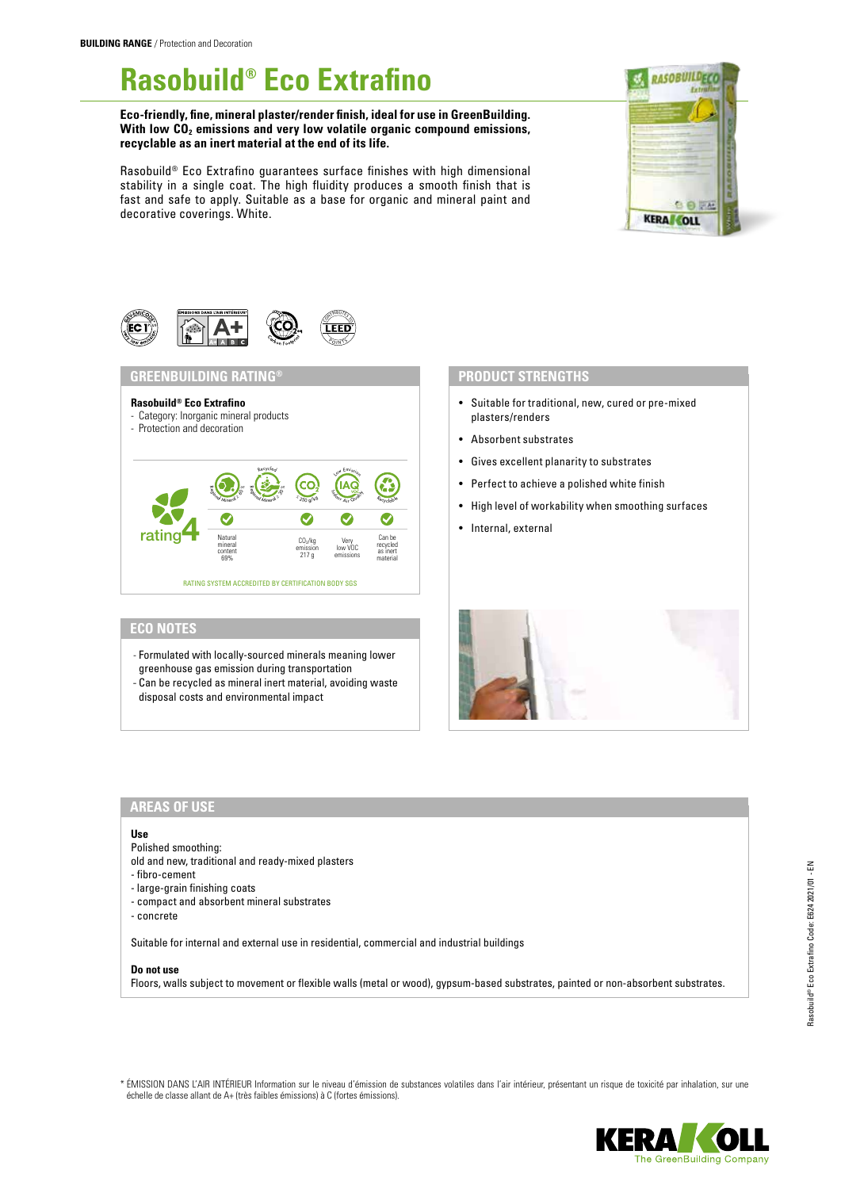**BUILDING RANGE** / Protection and Decoration

# Rasobuild® Eco Extrafino

**Eco-friendly, fine, mineral plaster/render finish, ideal for use in GreenBuilding. With low $CO_2$ emissions and very low volatile organic compound emissions, recyclable as an inert material at the end of its life.**

Rasobuild® Eco Extrafino guarantees surface finishes with high dimensional stability in a single coat. The high fluidity produces a smooth finish that is fast and safe to apply. Suitable as a base for organic and mineral paint and decorative coverings. White.

## GREENBUILDING RATING®

**Rasobuild® Eco Extrafino**
- Category: Inorganic mineral products
- Protection and decoration

rating 4

| Natural mineral content | $CO_2$/kg emission | Very low VOC emissions | Can be recycled as inert material |
|---|---|---|---|
| 69% | 217 g | ✓ | ✓ |

RATING SYSTEM ACCREDITED BY CERTIFICATION BODY SGS

## PRODUCT STRENGTHS

- Suitable for traditional, new, cured or pre-mixed plasters/renders
- Absorbent substrates
- Gives excellent planarity to substrates
- Perfect to achieve a polished white finish
- High level of workability when smoothing surfaces
- Internal, external

## ECO NOTES

- Formulated with locally-sourced minerals meaning lower greenhouse gas emission during transportation
- Can be recycled as mineral inert material, avoiding waste disposal costs and environmental impact

## AREAS OF USE

**Use**

Polished smoothing:
old and new, traditional and ready-mixed plasters
- fibro-cement
- large-grain finishing coats
- compact and absorbent mineral substrates
- concrete

Suitable for internal and external use in residential, commercial and industrial buildings

**Do not use**

Floors, walls subject to movement or flexible walls (metal or wood), gypsum-based substrates, painted or non-absorbent substrates.

\* ÉMISSION DANS L'AIR INTÉRIEUR Information sur le niveau d'émission de substances volatiles dans l'air intérieur, présentant un risque de toxicité par inhalation, sur une échelle de classe allant de A+ (très faibles émissions) à C (fortes émissions).

Rasobuild® Eco Extrafino Code: E624 2021/01 - EN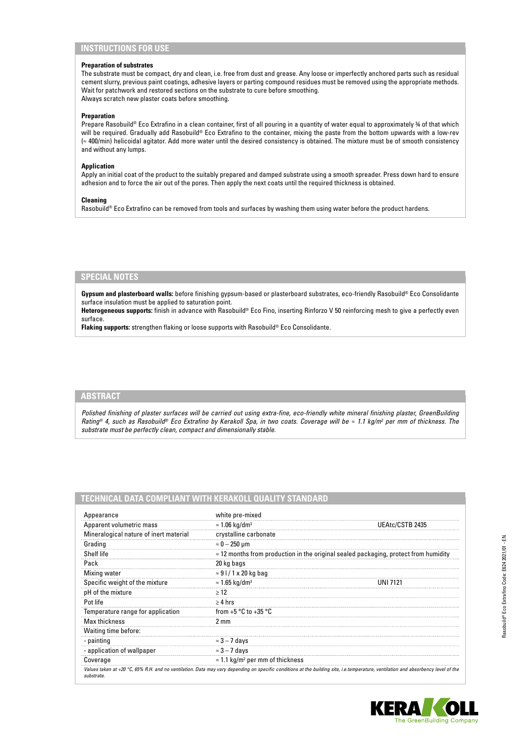## INSTRUCTIONS FOR USE

**Preparation of substrates**

The substrate must be compact, dry and clean, i.e. free from dust and grease. Any loose or imperfectly anchored parts such as residual cement slurry, previous paint coatings, adhesive layers or parting compound residues must be removed using the appropriate methods. Wait for patchwork and restored sections on the substrate to cure before smoothing.
Always scratch new plaster coats before smoothing.

**Preparation**

Prepare Rasobuild® Eco Extrafino in a clean container, first of all pouring in a quantity of water equal to approximately ¾ of that which will be required. Gradually add Rasobuild® Eco Extrafino to the container, mixing the paste from the bottom upwards with a low-rev (≈ 400/min) helicoidal agitator. Add more water until the desired consistency is obtained. The mixture must be of smooth consistency and without any lumps.

**Application**

Apply an initial coat of the product to the suitably prepared and damped substrate using a smooth spreader. Press down hard to ensure adhesion and to force the air out of the pores. Then apply the next coats until the required thickness is obtained.

**Cleaning**

Rasobuild® Eco Extrafino can be removed from tools and surfaces by washing them using water before the product hardens.

## SPECIAL NOTES

**Gypsum and plasterboard walls:** before finishing gypsum-based or plasterboard substrates, eco-friendly Rasobuild® Eco Consolidante surface insulation must be applied to saturation point.
**Heterogeneous supports:** finish in advance with Rasobuild® Eco Fino, inserting Rinforzo V 50 reinforcing mesh to give a perfectly even surface.
**Flaking supports:** strengthen flaking or loose supports with Rasobuild® Eco Consolidante.

## ABSTRACT

*Polished finishing of plaster surfaces will be carried out using extra-fine, eco-friendly white mineral finishing plaster, GreenBuilding Rating® 4, such as Rasobuild® Eco Extrafino by Kerakoll Spa, in two coats. Coverage will be ≈ 1.1 kg/m² per mm of thickness. The substrate must be perfectly clean, compact and dimensionally stable.*

## TECHNICAL DATA COMPLIANT WITH KERAKOLL QUALITY STANDARD

| | | |
|---|---|---|
| Appearance | white pre-mixed | |
| Apparent volumetric mass | ≈ 1.06 kg/dm³ | UEAtc/CSTB 2435 |
| Mineralogical nature of inert material | crystalline carbonate | |
| Grading | ≈ 0 – 250 μm | |
| Shelf life | ≈ 12 months from production in the original sealed packaging, protect from humidity | |
| Pack | 20 kg bags | |
| Mixing water | ≈ 9 l / 1 x 20 kg bag | |
| Specific weight of the mixture | ≈ 1.65 kg/dm³ | UNI 7121 |
| pH of the mixture | ≥ 12 | |
| Pot life | ≥ 4 hrs | |
| Temperature range for application | from +5 °C to +35 °C | |
| Max thickness | 2 mm | |
| Waiting time before: | | |
| - painting | ≈ 3 – 7 days | |
| - application of wallpaper | ≈ 3 – 7 days | |
| Coverage | ≈ 1.1 kg/m² per mm of thickness | |

*Values taken at +20 °C, 65% R.H. and no ventilation. Data may vary depending on specific conditions at the building site, i.e.temperature, ventilation and absorbency level of the substrate.*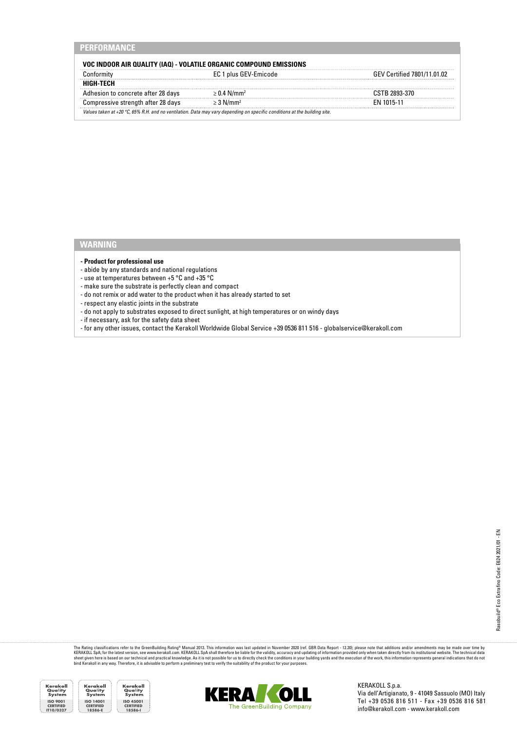## PERFORMANCE

| | | |
|---|---|---|
| **VOC INDOOR AIR QUALITY (IAQ) - VOLATILE ORGANIC COMPOUND EMISSIONS** | | |
| Conformity | EC 1 plus GEV-Emicode | GEV Certified 7801/11.01.02 |
| **HIGH-TECH** | | |
| Adhesion to concrete after 28 days | ≥ 0.4 N/mm² | CSTB 2893-370 |
| Compressive strength after 28 days | ≥ 3 N/mm² | EN 1015-11 |

*Values taken at +20 °C, 65% R.H. and no ventilation. Data may vary depending on specific conditions at the building site.*

## WARNING

- **Product for professional use**
- abide by any standards and national regulations
- use at temperatures between +5 °C and +35 °C
- make sure the substrate is perfectly clean and compact
- do not remix or add water to the product when it has already started to set
- respect any elastic joints in the substrate
- do not apply to substrates exposed to direct sunlight, at high temperatures or on windy days
- if necessary, ask for the safety data sheet
- for any other issues, contact the Kerakoll Worldwide Global Service +39 0536 811 516 - globalservice@kerakoll.com

Rasobuild® Eco Extrafino Code: E624 2021/01 - EN

The Rating classifications refer to the GreenBuilding Rating® Manual 2013. This information was last updated in November 2020 (ref. GBR Data Report - 12.20); please note that additions and/or amendments may be made over time by KERAKOLL SpA; for the latest version, see www.kerakoll.com. KERAKOLL SpA shall therefore be liable for the validity, accuracy and updating of information provided only when taken directly from its institutional website. The technical data sheet given here is based on our technical and practical knowledge. As it is not possible for us to directly check the conditions in your building yards and the execution of the work, this information represents general indications that do not bind Kerakoll in any way. Therefore, it is advisable to perform a preliminary test to verify the suitability of the product for your purposes.

Kerakoll Quality System ISO 9001 CERTIFIED IT10/0327

Kerakoll Quality System ISO 14001 CERTIFIED 18586-E

Kerakoll Quality System ISO 45001 CERTIFIED 18586-I

KERAKOLL The GreenBuilding Company

KERAKOLL S.p.a.
Via dell'Artigianato, 9 - 41049 Sassuolo (MO) Italy
Tel +39 0536 816 511 - Fax +39 0536 816 581
info@kerakoll.com - www.kerakoll.com